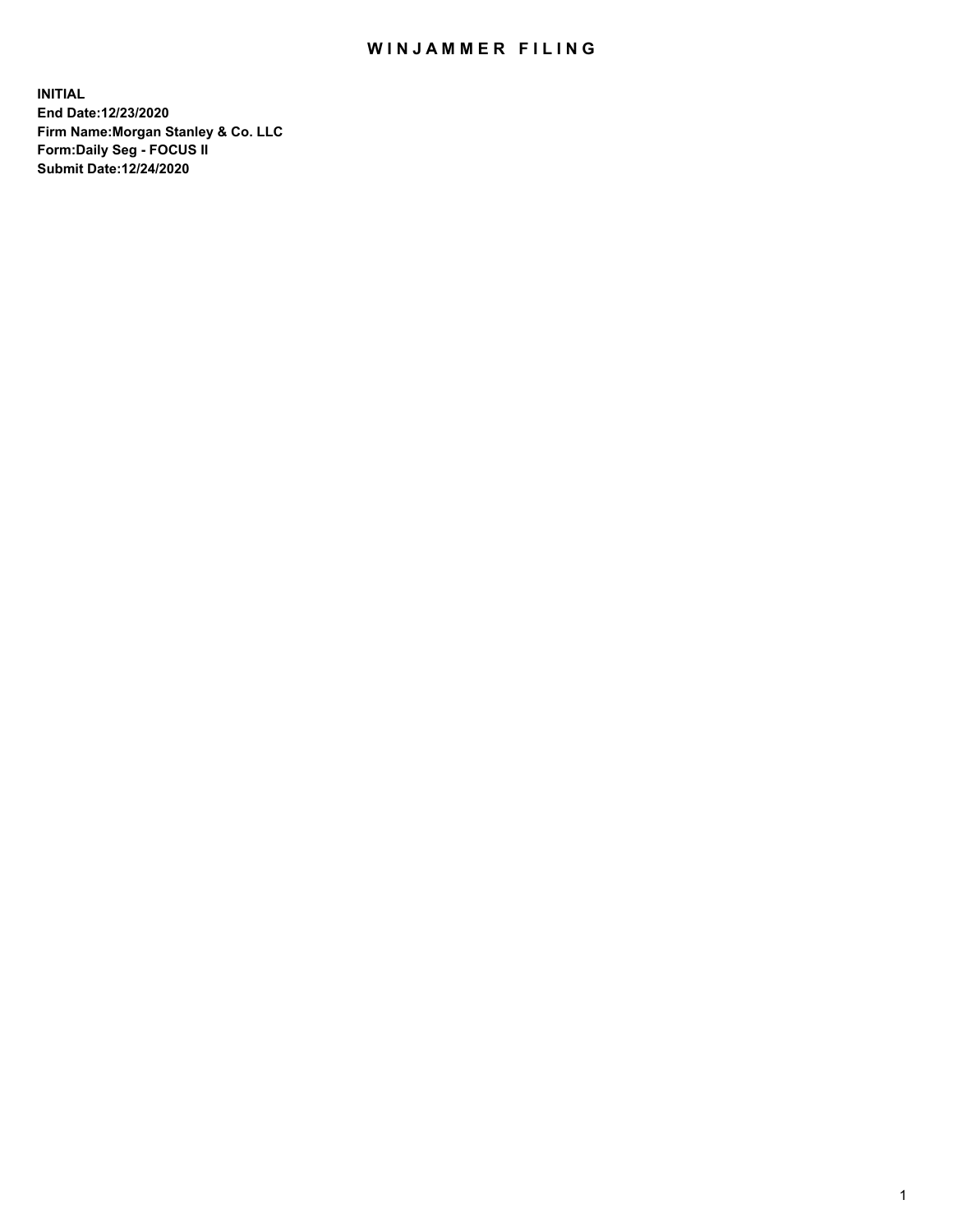# WINJAMMER FILING

**INITIAL**
**End Date:12/23/2020**
**Firm Name:Morgan Stanley & Co. LLC**
**Form:Daily Seg - FOCUS II**
**Submit Date:12/24/2020**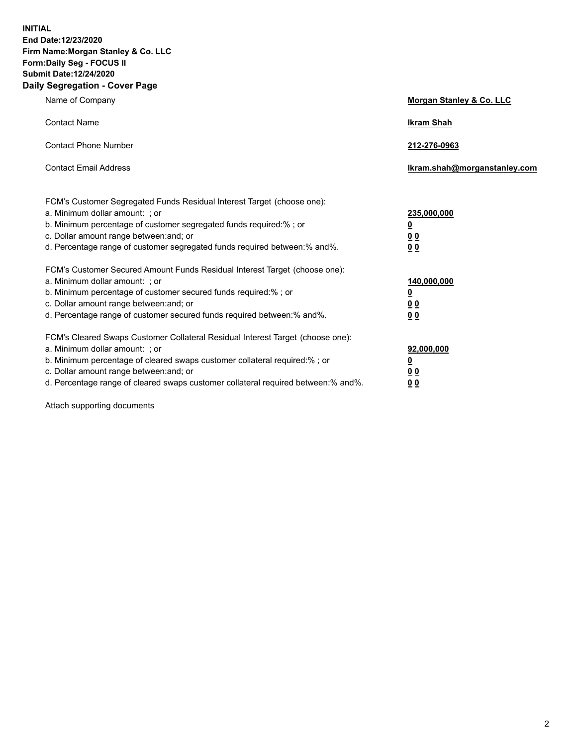**INITIAL**
**End Date:12/23/2020**
**Firm Name:Morgan Stanley & Co. LLC**
**Form:Daily Seg - FOCUS II**
**Submit Date:12/24/2020**
**Daily Segregation - Cover Page**

| | |
|---|---|
| Name of Company | **Morgan Stanley & Co. LLC** |
| Contact Name | **Ikram Shah** |
| Contact Phone Number | **212-276-0963** |
| Contact Email Address | **Ikram.shah@morganstanley.com** |

FCM's Customer Segregated Funds Residual Interest Target (choose one):

| | |
|---|---|
| a. Minimum dollar amount: ; or | **235,000,000** |
| b. Minimum percentage of customer segregated funds required:% ; or | **0** |
| c. Dollar amount range between:and; or | **0 0** |
| d. Percentage range of customer segregated funds required between:% and%. | **0 0** |

FCM's Customer Secured Amount Funds Residual Interest Target (choose one):

| | |
|---|---|
| a. Minimum dollar amount: ; or | **140,000,000** |
| b. Minimum percentage of customer secured funds required:% ; or | **0** |
| c. Dollar amount range between:and; or | **0 0** |
| d. Percentage range of customer secured funds required between:% and%. | **0 0** |

FCM's Cleared Swaps Customer Collateral Residual Interest Target (choose one):

| | |
|---|---|
| a. Minimum dollar amount: ; or | **92,000,000** |
| b. Minimum percentage of cleared swaps customer collateral required:% ; or | **0** |
| c. Dollar amount range between:and; or | **0 0** |
| d. Percentage range of cleared swaps customer collateral required between:% and%. | **0 0** |

Attach supporting documents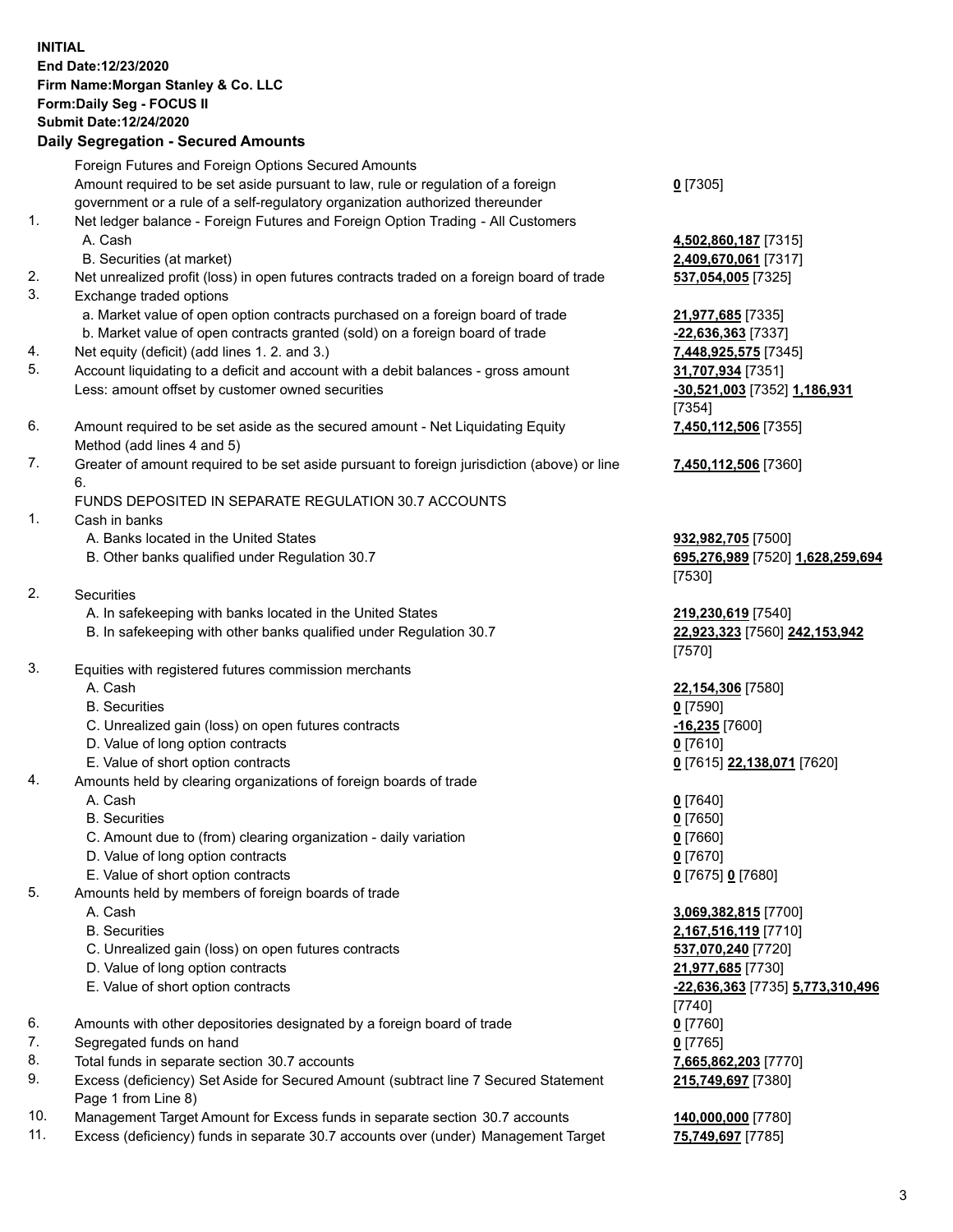**INITIAL**
**End Date:12/23/2020**
**Firm Name:Morgan Stanley & Co. LLC**
**Form:Daily Seg - FOCUS II**
**Submit Date:12/24/2020**

## Daily Segregation - Secured Amounts

| | | |
|---|---|---|
| | Foreign Futures and Foreign Options Secured Amounts | |
| | Amount required to be set aside pursuant to law, rule or regulation of a foreign government or a rule of a self-regulatory organization authorized thereunder | **0** [7305] |
| 1. | Net ledger balance - Foreign Futures and Foreign Option Trading - All Customers | |
| | A. Cash | **4,502,860,187** [7315] |
| | B. Securities (at market) | **2,409,670,061** [7317] |
| 2. | Net unrealized profit (loss) in open futures contracts traded on a foreign board of trade | **537,054,005** [7325] |
| 3. | Exchange traded options | |
| | a. Market value of open option contracts purchased on a foreign board of trade | **21,977,685** [7335] |
| | b. Market value of open contracts granted (sold) on a foreign board of trade | **-22,636,363** [7337] |
| 4. | Net equity (deficit) (add lines 1. 2. and 3.) | **7,448,925,575** [7345] |
| 5. | Account liquidating to a deficit and account with a debit balances - gross amount | **31,707,934** [7351] |
| | Less: amount offset by customer owned securities | **-30,521,003** [7352] **1,186,931** [7354] |
| 6. | Amount required to be set aside as the secured amount - Net Liquidating Equity Method (add lines 4 and 5) | **7,450,112,506** [7355] |
| 7. | Greater of amount required to be set aside pursuant to foreign jurisdiction (above) or line 6. | **7,450,112,506** [7360] |
| | FUNDS DEPOSITED IN SEPARATE REGULATION 30.7 ACCOUNTS | |
| 1. | Cash in banks | |
| | A. Banks located in the United States | **932,982,705** [7500] |
| | B. Other banks qualified under Regulation 30.7 | **695,276,989** [7520] **1,628,259,694** [7530] |
| 2. | Securities | |
| | A. In safekeeping with banks located in the United States | **219,230,619** [7540] |
| | B. In safekeeping with other banks qualified under Regulation 30.7 | **22,923,323** [7560] **242,153,942** [7570] |
| 3. | Equities with registered futures commission merchants | |
| | A. Cash | **22,154,306** [7580] |
| | B. Securities | **0** [7590] |
| | C. Unrealized gain (loss) on open futures contracts | **-16,235** [7600] |
| | D. Value of long option contracts | **0** [7610] |
| | E. Value of short option contracts | **0** [7615] **22,138,071** [7620] |
| 4. | Amounts held by clearing organizations of foreign boards of trade | |
| | A. Cash | **0** [7640] |
| | B. Securities | **0** [7650] |
| | C. Amount due to (from) clearing organization - daily variation | **0** [7660] |
| | D. Value of long option contracts | **0** [7670] |
| | E. Value of short option contracts | **0** [7675] **0** [7680] |
| 5. | Amounts held by members of foreign boards of trade | |
| | A. Cash | **3,069,382,815** [7700] |
| | B. Securities | **2,167,516,119** [7710] |
| | C. Unrealized gain (loss) on open futures contracts | **537,070,240** [7720] |
| | D. Value of long option contracts | **21,977,685** [7730] |
| | E. Value of short option contracts | **-22,636,363** [7735] **5,773,310,496** [7740] |
| 6. | Amounts with other depositories designated by a foreign board of trade | **0** [7760] |
| 7. | Segregated funds on hand | **0** [7765] |
| 8. | Total funds in separate section 30.7 accounts | **7,665,862,203** [7770] |
| 9. | Excess (deficiency) Set Aside for Secured Amount (subtract line 7 Secured Statement Page 1 from Line 8) | **215,749,697** [7380] |
| 10. | Management Target Amount for Excess funds in separate section 30.7 accounts | **140,000,000** [7780] |
| 11. | Excess (deficiency) funds in separate 30.7 accounts over (under) Management Target | **75,749,697** [7785] |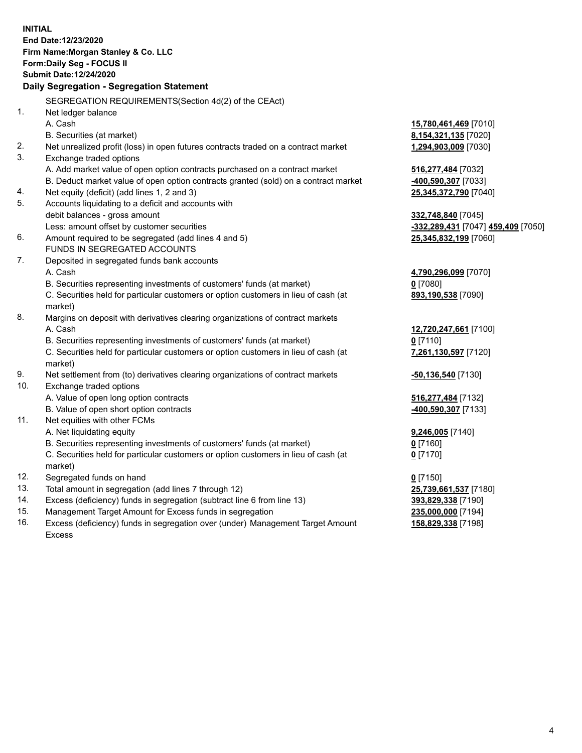**INITIAL**
**End Date:12/23/2020**
**Firm Name:Morgan Stanley & Co. LLC**
**Form:Daily Seg - FOCUS II**
**Submit Date:12/24/2020**

### Daily Segregation - Segregation Statement

SEGREGATION REQUIREMENTS(Section 4d(2) of the CEAct)

| | | |
|---|---|---|
| 1. | Net ledger balance | |
| | A. Cash | **15,780,461,469** [7010] |
| | B. Securities (at market) | **8,154,321,135** [7020] |
| 2. | Net unrealized profit (loss) in open futures contracts traded on a contract market | **1,294,903,009** [7030] |
| 3. | Exchange traded options | |
| | A. Add market value of open option contracts purchased on a contract market | **516,277,484** [7032] |
| | B. Deduct market value of open option contracts granted (sold) on a contract market | **-400,590,307** [7033] |
| 4. | Net equity (deficit) (add lines 1, 2 and 3) | **25,345,372,790** [7040] |
| 5. | Accounts liquidating to a deficit and accounts with debit balances - gross amount | **332,748,840** [7045] |
| | Less: amount offset by customer securities | **-332,289,431** [7047] **459,409** [7050] |
| 6. | Amount required to be segregated (add lines 4 and 5) | **25,345,832,199** [7060] |
| | FUNDS IN SEGREGATED ACCOUNTS | |
| 7. | Deposited in segregated funds bank accounts | |
| | A. Cash | **4,790,296,099** [7070] |
| | B. Securities representing investments of customers' funds (at market) | **0** [7080] |
| | C. Securities held for particular customers or option customers in lieu of cash (at market) | **893,190,538** [7090] |
| 8. | Margins on deposit with derivatives clearing organizations of contract markets | |
| | A. Cash | **12,720,247,661** [7100] |
| | B. Securities representing investments of customers' funds (at market) | **0** [7110] |
| | C. Securities held for particular customers or option customers in lieu of cash (at market) | **7,261,130,597** [7120] |
| 9. | Net settlement from (to) derivatives clearing organizations of contract markets | **-50,136,540** [7130] |
| 10. | Exchange traded options | |
| | A. Value of open long option contracts | **516,277,484** [7132] |
| | B. Value of open short option contracts | **-400,590,307** [7133] |
| 11. | Net equities with other FCMs | |
| | A. Net liquidating equity | **9,246,005** [7140] |
| | B. Securities representing investments of customers' funds (at market) | **0** [7160] |
| | C. Securities held for particular customers or option customers in lieu of cash (at market) | **0** [7170] |
| 12. | Segregated funds on hand | **0** [7150] |
| 13. | Total amount in segregation (add lines 7 through 12) | **25,739,661,537** [7180] |
| 14. | Excess (deficiency) funds in segregation (subtract line 6 from line 13) | **393,829,338** [7190] |
| 15. | Management Target Amount for Excess funds in segregation | **235,000,000** [7194] |
| 16. | Excess (deficiency) funds in segregation over (under) Management Target Amount Excess | **158,829,338** [7198] |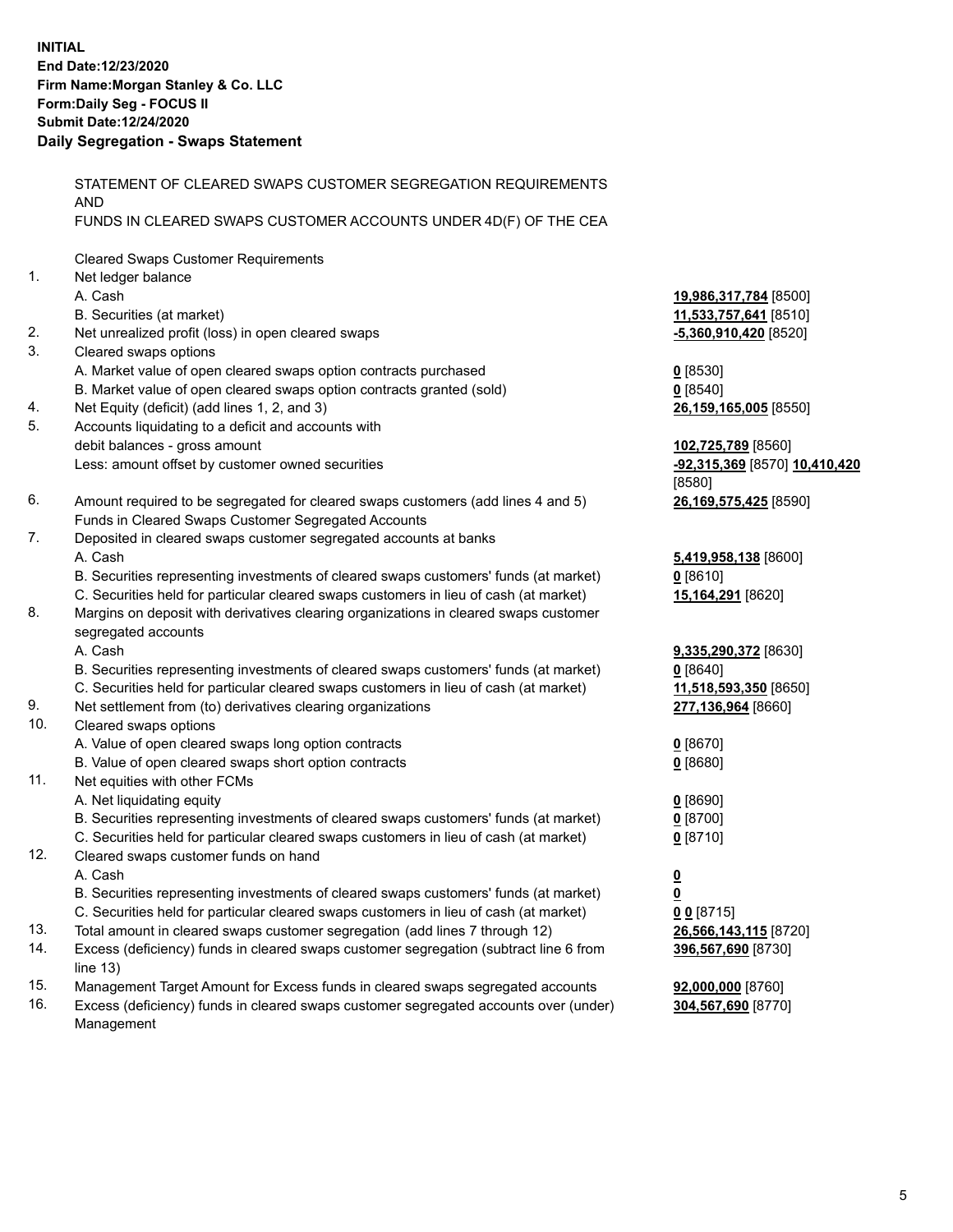**INITIAL**
**End Date:12/23/2020**
**Firm Name:Morgan Stanley & Co. LLC**
**Form:Daily Seg - FOCUS II**
**Submit Date:12/24/2020**
**Daily Segregation - Swaps Statement**

STATEMENT OF CLEARED SWAPS CUSTOMER SEGREGATION REQUIREMENTS AND
FUNDS IN CLEARED SWAPS CUSTOMER ACCOUNTS UNDER 4D(F) OF THE CEA

| | | |
|---|---|---|
| | Cleared Swaps Customer Requirements | |
| 1. | Net ledger balance | |
| | A. Cash | **19,986,317,784** [8500] |
| | B. Securities (at market) | **11,533,757,641** [8510] |
| 2. | Net unrealized profit (loss) in open cleared swaps | **-5,360,910,420** [8520] |
| 3. | Cleared swaps options | |
| | A. Market value of open cleared swaps option contracts purchased | **0** [8530] |
| | B. Market value of open cleared swaps option contracts granted (sold) | **0** [8540] |
| 4. | Net Equity (deficit) (add lines 1, 2, and 3) | **26,159,165,005** [8550] |
| 5. | Accounts liquidating to a deficit and accounts with | |
| | debit balances - gross amount | **102,725,789** [8560] |
| | Less: amount offset by customer owned securities | **-92,315,369** [8570] **10,410,420** [8580] |
| 6. | Amount required to be segregated for cleared swaps customers (add lines 4 and 5) | **26,169,575,425** [8590] |
| | Funds in Cleared Swaps Customer Segregated Accounts | |
| 7. | Deposited in cleared swaps customer segregated accounts at banks | |
| | A. Cash | **5,419,958,138** [8600] |
| | B. Securities representing investments of cleared swaps customers' funds (at market) | **0** [8610] |
| | C. Securities held for particular cleared swaps customers in lieu of cash (at market) | **15,164,291** [8620] |
| 8. | Margins on deposit with derivatives clearing organizations in cleared swaps customer segregated accounts | |
| | A. Cash | **9,335,290,372** [8630] |
| | B. Securities representing investments of cleared swaps customers' funds (at market) | **0** [8640] |
| | C. Securities held for particular cleared swaps customers in lieu of cash (at market) | **11,518,593,350** [8650] |
| 9. | Net settlement from (to) derivatives clearing organizations | **277,136,964** [8660] |
| 10. | Cleared swaps options | |
| | A. Value of open cleared swaps long option contracts | **0** [8670] |
| | B. Value of open cleared swaps short option contracts | **0** [8680] |
| 11. | Net equities with other FCMs | |
| | A. Net liquidating equity | **0** [8690] |
| | B. Securities representing investments of cleared swaps customers' funds (at market) | **0** [8700] |
| | C. Securities held for particular cleared swaps customers in lieu of cash (at market) | **0** [8710] |
| 12. | Cleared swaps customer funds on hand | |
| | A. Cash | **0** |
| | B. Securities representing investments of cleared swaps customers' funds (at market) | **0** |
| | C. Securities held for particular cleared swaps customers in lieu of cash (at market) | **0** **0** [8715] |
| 13. | Total amount in cleared swaps customer segregation (add lines 7 through 12) | **26,566,143,115** [8720] |
| 14. | Excess (deficiency) funds in cleared swaps customer segregation (subtract line 6 from line 13) | **396,567,690** [8730] |
| 15. | Management Target Amount for Excess funds in cleared swaps segregated accounts | **92,000,000** [8760] |
| 16. | Excess (deficiency) funds in cleared swaps customer segregated accounts over (under) Management | **304,567,690** [8770] |